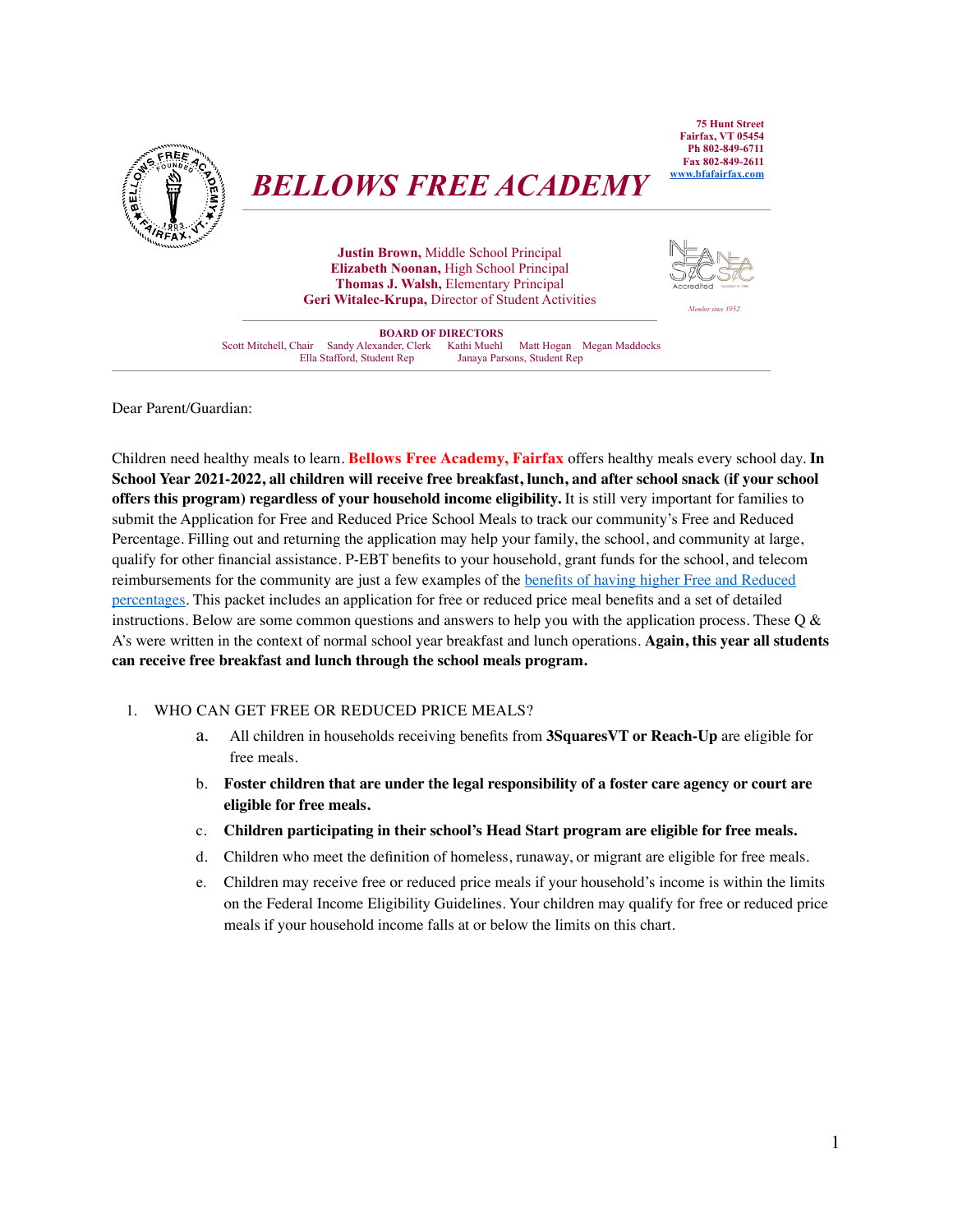# BELLOWS FREE ACADEMY

75 Hunt Street
Fairfax, VT 05454
Ph 802-849-6711
Fax 802-849-2611
[www.bfafairfax.com](www.bfafairfax.com)

**Justin Brown,** Middle School Principal
**Elizabeth Noonan,** High School Principal
**Thomas J. Walsh,** Elementary Principal
**Geri Witalec-Krupa,** Director of Student Activities

NEASC Accredited
*Member since 1952*

**BOARD OF DIRECTORS**
Scott Mitchell, Chair  Sandy Alexander, Clerk  Kathi Muehl  Matt Hogan  Megan Maddocks
Ella Stafford, Student Rep  Janaya Parsons, Student Rep

---

Dear Parent/Guardian:

Children need healthy meals to learn. **Bellows Free Academy, Fairfax** offers healthy meals every school day. **In School Year 2021-2022, all children will receive free breakfast, lunch, and after school snack (if your school offers this program) regardless of your household income eligibility.** It is still very important for families to submit the Application for Free and Reduced Price School Meals to track our community's Free and Reduced Percentage. Filling out and returning the application may help your family, the school, and community at large, qualify for other financial assistance. P-EBT benefits to your household, grant funds for the school, and telecom reimbursements for the community are just a few examples of the benefits of having higher Free and Reduced percentages. This packet includes an application for free or reduced price meal benefits and a set of detailed instructions. Below are some common questions and answers to help you with the application process. These Q & A's were written in the context of normal school year breakfast and lunch operations. **Again, this year all students can receive free breakfast and lunch through the school meals program.**

1. WHO CAN GET FREE OR REDUCED PRICE MEALS?
   a. All children in households receiving benefits from **3SquaresVT or Reach-Up** are eligible for free meals.
   b. **Foster children that are under the legal responsibility of a foster care agency or court are eligible for free meals.**
   c. **Children participating in their school's Head Start program are eligible for free meals.**
   d. Children who meet the definition of homeless, runaway, or migrant are eligible for free meals.
   e. Children may receive free or reduced price meals if your household's income is within the limits on the Federal Income Eligibility Guidelines. Your children may qualify for free or reduced price meals if your household income falls at or below the limits on this chart.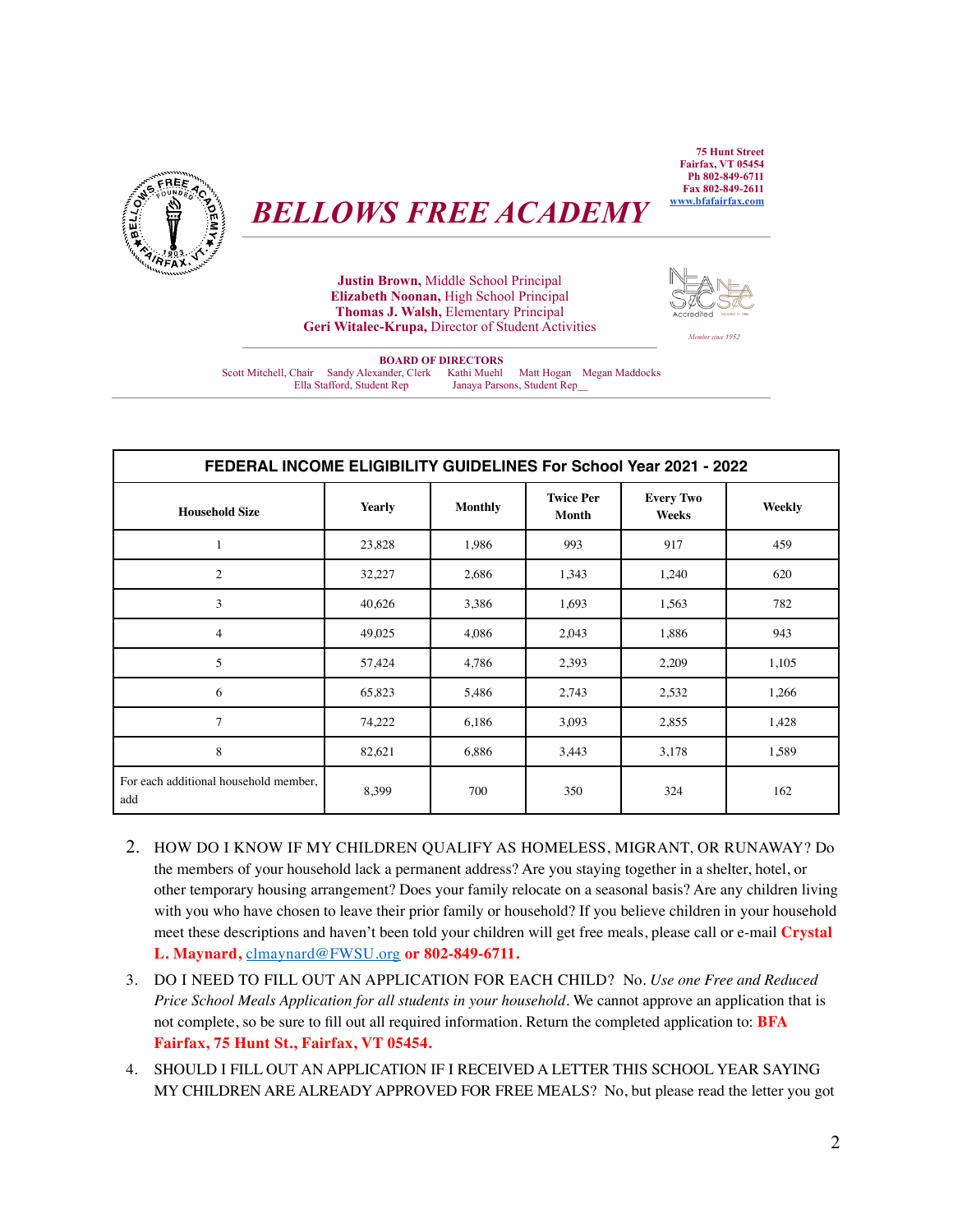# BELLOWS FREE ACADEMY

75 Hunt Street
Fairfax, VT 05454
Ph 802-849-6711
Fax 802-849-2611
www.bfafairfax.com

**Justin Brown,** Middle School Principal
**Elizabeth Noonan,** High School Principal
**Thomas J. Walsh,** Elementary Principal
**Geri Witalec-Krupa,** Director of Student Activities

*Member since 1952*

**BOARD OF DIRECTORS**
Scott Mitchell, Chair   Sandy Alexander, Clerk   Kathi Muehl   Matt Hogan   Megan Maddocks
Ella Stafford, Student Rep   Janaya Parsons, Student Rep

| FEDERAL INCOME ELIGIBILITY GUIDELINES For School Year 2021 - 2022 | | | | | |
|---|---|---|---|---|---|
| **Household Size** | **Yearly** | **Monthly** | **Twice Per Month** | **Every Two Weeks** | **Weekly** |
| 1 | 23,828 | 1,986 | 993 | 917 | 459 |
| 2 | 32,227 | 2,686 | 1,343 | 1,240 | 620 |
| 3 | 40,626 | 3,386 | 1,693 | 1,563 | 782 |
| 4 | 49,025 | 4,086 | 2,043 | 1,886 | 943 |
| 5 | 57,424 | 4,786 | 2,393 | 2,209 | 1,105 |
| 6 | 65,823 | 5,486 | 2,743 | 2,532 | 1,266 |
| 7 | 74,222 | 6,186 | 3,093 | 2,855 | 1,428 |
| 8 | 82,621 | 6,886 | 3,443 | 3,178 | 1,589 |
| For each additional household member, add | 8,399 | 700 | 350 | 324 | 162 |

2. HOW DO I KNOW IF MY CHILDREN QUALIFY AS HOMELESS, MIGRANT, OR RUNAWAY? Do the members of your household lack a permanent address? Are you staying together in a shelter, hotel, or other temporary housing arrangement? Does your family relocate on a seasonal basis? Are any children living with you who have chosen to leave their prior family or household? If you believe children in your household meet these descriptions and haven't been told your children will get free meals, please call or e-mail **Crystal L. Maynard,** clmaynard@FWSU.org **or 802-849-6711.**
3. DO I NEED TO FILL OUT AN APPLICATION FOR EACH CHILD? No. *Use one Free and Reduced Price School Meals Application for all students in your household*. We cannot approve an application that is not complete, so be sure to fill out all required information. Return the completed application to: **BFA Fairfax, 75 Hunt St., Fairfax, VT 05454.**
4. SHOULD I FILL OUT AN APPLICATION IF I RECEIVED A LETTER THIS SCHOOL YEAR SAYING MY CHILDREN ARE ALREADY APPROVED FOR FREE MEALS? No, but please read the letter you got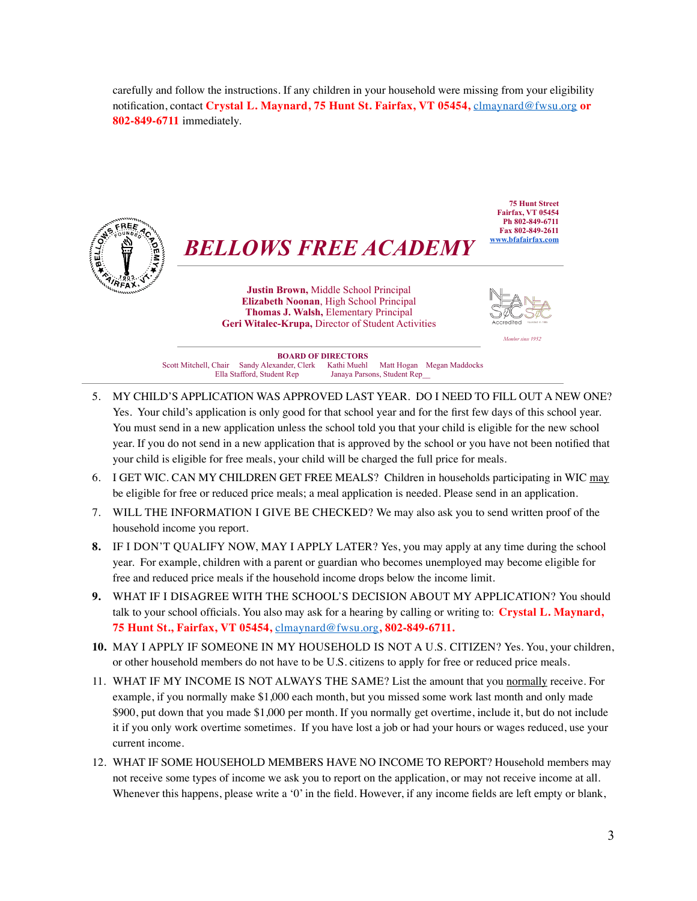carefully and follow the instructions. If any children in your household were missing from your eligibility notification, contact **Crystal L. Maynard, 75 Hunt St. Fairfax, VT 05454,** clmaynard@fwsu.org **or 802-849-6711** immediately.

# BELLOWS FREE ACADEMY

**75 Hunt Street**
**Fairfax, VT 05454**
**Ph 802-849-6711**
**Fax 802-849-2611**
**www.bfafairfax.com**

**Justin Brown,** Middle School Principal
**Elizabeth Noonan**, High School Principal
**Thomas J. Walsh,** Elementary Principal
**Geri Witalec-Krupa,** Director of Student Activities

NEASC Accredited
*Member since 1952*

**BOARD OF DIRECTORS**
Scott Mitchell, Chair Sandy Alexander, Clerk Kathi Muehl Matt Hogan Megan Maddocks
Ella Stafford, Student Rep Janaya Parsons, Student Rep

5. MY CHILD'S APPLICATION WAS APPROVED LAST YEAR. DO I NEED TO FILL OUT A NEW ONE? Yes. Your child's application is only good for that school year and for the first few days of this school year. You must send in a new application unless the school told you that your child is eligible for the new school year. If you do not send in a new application that is approved by the school or you have not been notified that your child is eligible for free meals, your child will be charged the full price for meals.
6. I GET WIC. CAN MY CHILDREN GET FREE MEALS? Children in households participating in WIC may be eligible for free or reduced price meals; a meal application is needed. Please send in an application.
7. WILL THE INFORMATION I GIVE BE CHECKED? We may also ask you to send written proof of the household income you report.
8. IF I DON'T QUALIFY NOW, MAY I APPLY LATER? Yes, you may apply at any time during the school year. For example, children with a parent or guardian who becomes unemployed may become eligible for free and reduced price meals if the household income drops below the income limit.
9. WHAT IF I DISAGREE WITH THE SCHOOL'S DECISION ABOUT MY APPLICATION? You should talk to your school officials. You also may ask for a hearing by calling or writing to: **Crystal L. Maynard, 75 Hunt St., Fairfax, VT 05454,** clmaynard@fwsu.org**, 802-849-6711.**
10. MAY I APPLY IF SOMEONE IN MY HOUSEHOLD IS NOT A U.S. CITIZEN? Yes. You, your children, or other household members do not have to be U.S. citizens to apply for free or reduced price meals.
11. WHAT IF MY INCOME IS NOT ALWAYS THE SAME? List the amount that you normally receive. For example, if you normally make $1,000 each month, but you missed some work last month and only made $900, put down that you made $1,000 per month. If you normally get overtime, include it, but do not include it if you only work overtime sometimes. If you have lost a job or had your hours or wages reduced, use your current income.
12. WHAT IF SOME HOUSEHOLD MEMBERS HAVE NO INCOME TO REPORT? Household members may not receive some types of income we ask you to report on the application, or may not receive income at all. Whenever this happens, please write a '0' in the field. However, if any income fields are left empty or blank,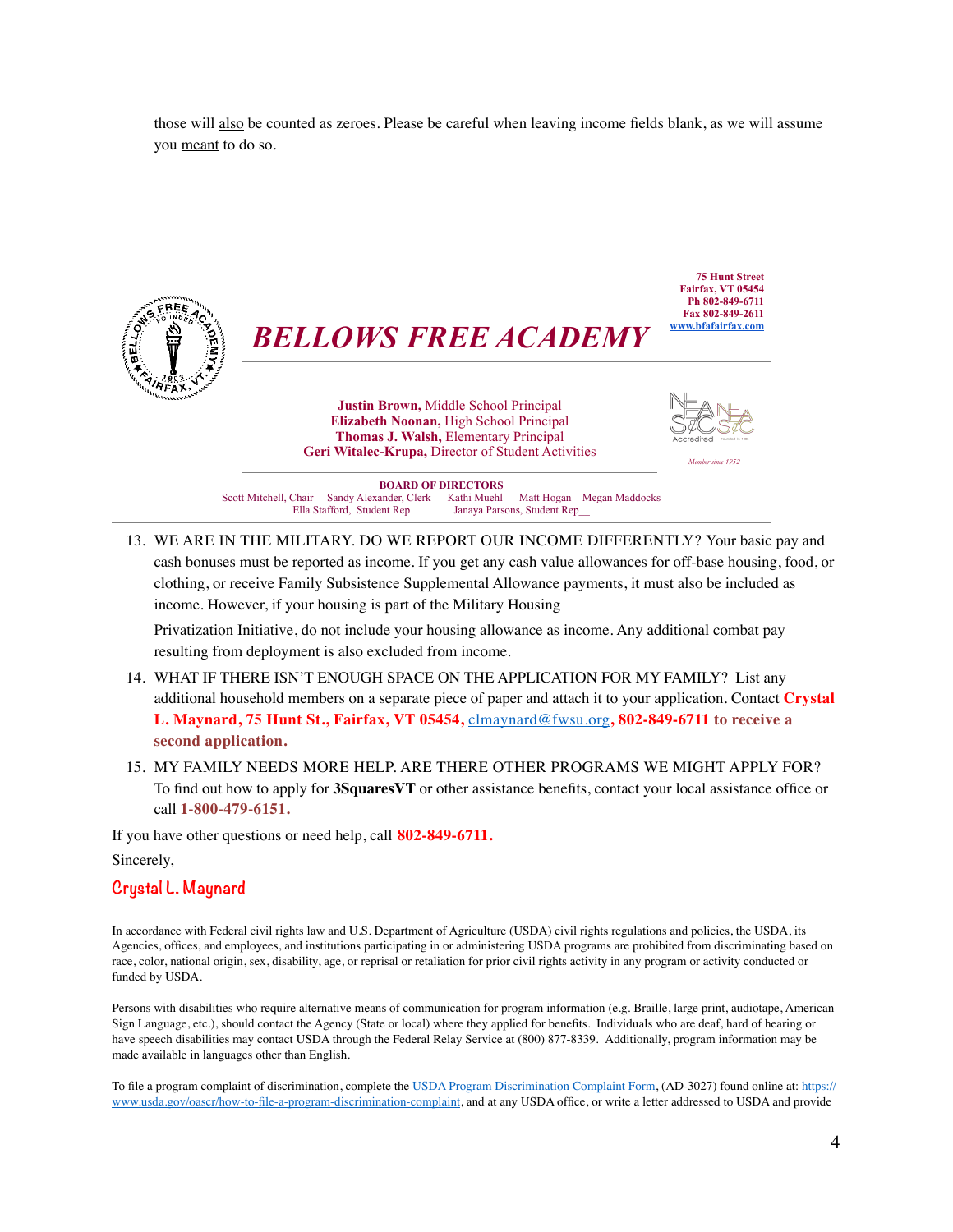those will <u>also</u> be counted as zeroes. Please be careful when leaving income fields blank, as we will assume you <u>meant</u> to do so.

75 Hunt Street
Fairfax, VT 05454
Ph 802-849-6711
Fax 802-849-2611
www.bfafairfax.com

# *BELLOWS FREE ACADEMY*

**Justin Brown,** Middle School Principal
**Elizabeth Noonan,** High School Principal
**Thomas J. Walsh,** Elementary Principal
**Geri Witalec-Krupa,** Director of Student Activities

*Member since 1952*

**BOARD OF DIRECTORS**
Scott Mitchell, Chair Sandy Alexander, Clerk Kathi Muehl Matt Hogan Megan Maddocks
Ella Stafford, Student Rep Janaya Parsons, Student Rep__

13. WE ARE IN THE MILITARY. DO WE REPORT OUR INCOME DIFFERENTLY? Your basic pay and cash bonuses must be reported as income. If you get any cash value allowances for off-base housing, food, or clothing, or receive Family Subsistence Supplemental Allowance payments, it must also be included as income. However, if your housing is part of the Military Housing Privatization Initiative, do not include your housing allowance as income. Any additional combat pay resulting from deployment is also excluded from income.
14. WHAT IF THERE ISN'T ENOUGH SPACE ON THE APPLICATION FOR MY FAMILY? List any additional household members on a separate piece of paper and attach it to your application. Contact **Crystal L. Maynard, 75 Hunt St., Fairfax, VT 05454,** clmaynard@fwsu.org**, 802-849-6711 to receive a second application.**
15. MY FAMILY NEEDS MORE HELP. ARE THERE OTHER PROGRAMS WE MIGHT APPLY FOR? To find out how to apply for **3SquaresVT** or other assistance benefits, contact your local assistance office or call **1-800-479-6151.**

If you have other questions or need help, call **802-849-6711.**

Sincerely,

Crystal L. Maynard

In accordance with Federal civil rights law and U.S. Department of Agriculture (USDA) civil rights regulations and policies, the USDA, its Agencies, offices, and employees, and institutions participating in or administering USDA programs are prohibited from discriminating based on race, color, national origin, sex, disability, age, or reprisal or retaliation for prior civil rights activity in any program or activity conducted or funded by USDA.

Persons with disabilities who require alternative means of communication for program information (e.g. Braille, large print, audiotape, American Sign Language, etc.), should contact the Agency (State or local) where they applied for benefits. Individuals who are deaf, hard of hearing or have speech disabilities may contact USDA through the Federal Relay Service at (800) 877-8339. Additionally, program information may be made available in languages other than English.

To file a program complaint of discrimination, complete the USDA Program Discrimination Complaint Form, (AD-3027) found online at: https://www.usda.gov/oascr/how-to-file-a-program-discrimination-complaint, and at any USDA office, or write a letter addressed to USDA and provide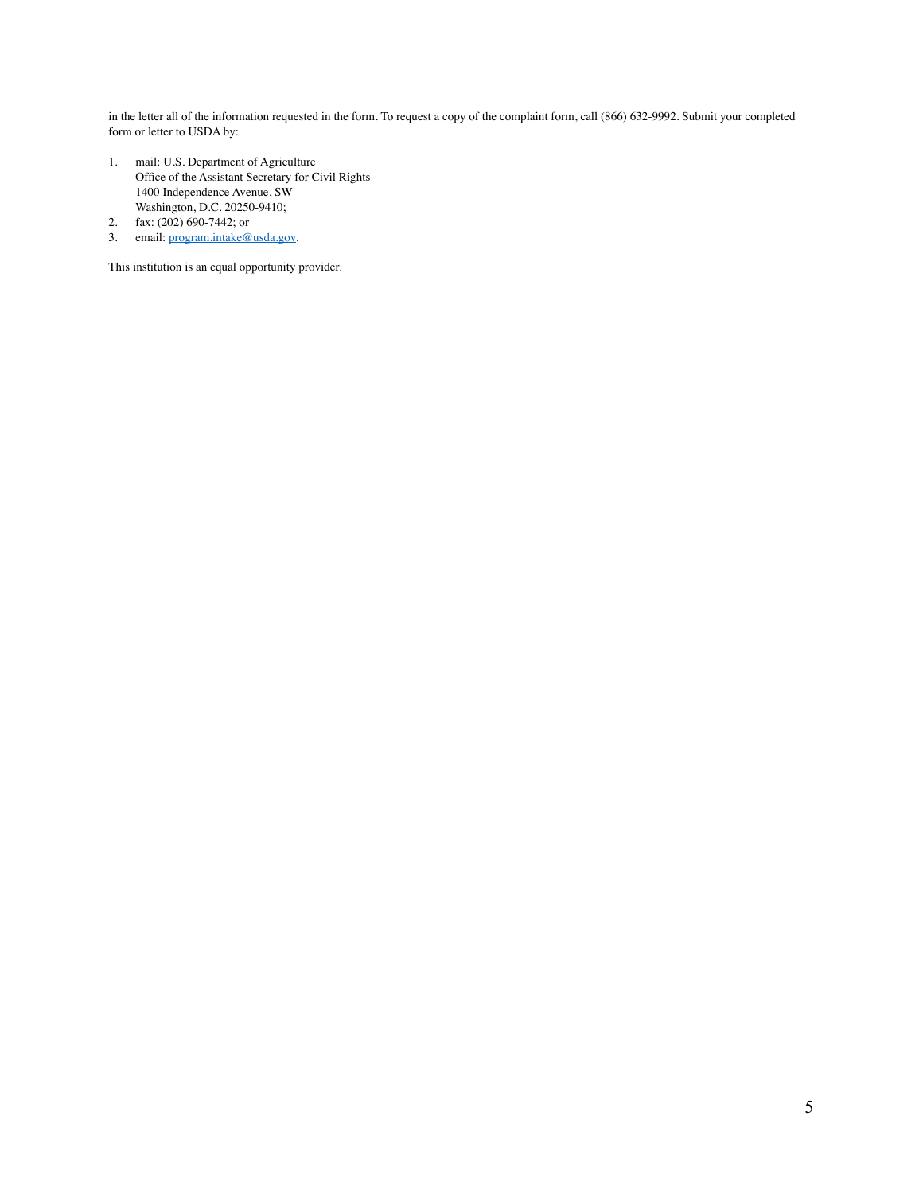in the letter all of the information requested in the form. To request a copy of the complaint form, call (866) 632-9992. Submit your completed form or letter to USDA by:

1. mail: U.S. Department of Agriculture
   Office of the Assistant Secretary for Civil Rights
   1400 Independence Avenue, SW
   Washington, D.C. 20250-9410;
2. fax: (202) 690-7442; or
3. email: program.intake@usda.gov.

This institution is an equal opportunity provider.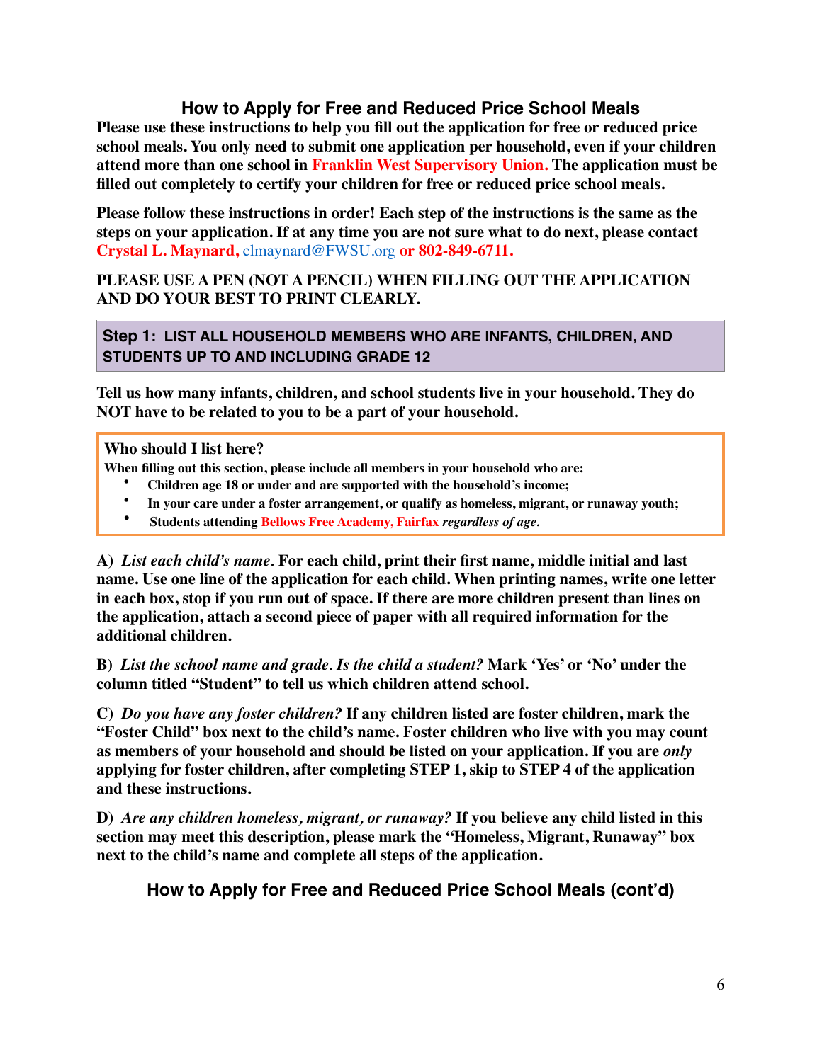# How to Apply for Free and Reduced Price School Meals

**Please use these instructions to help you fill out the application for free or reduced price school meals. You only need to submit one application per household, even if your children attend more than one school in Franklin West Supervisory Union. The application must be filled out completely to certify your children for free or reduced price school meals.**

**Please follow these instructions in order! Each step of the instructions is the same as the steps on your application. If at any time you are not sure what to do next, please contact Crystal L. Maynard, clmaynard@FWSU.org or 802-849-6711.**

**PLEASE USE A PEN (NOT A PENCIL) WHEN FILLING OUT THE APPLICATION AND DO YOUR BEST TO PRINT CLEARLY.**

## Step 1: LIST ALL HOUSEHOLD MEMBERS WHO ARE INFANTS, CHILDREN, AND STUDENTS UP TO AND INCLUDING GRADE 12

**Tell us how many infants, children, and school students live in your household. They do NOT have to be related to you to be a part of your household.**

**Who should I list here?**

**When filling out this section, please include all members in your household who are:**

- **Children age 18 or under and are supported with the household's income;**
- **In your care under a foster arrangement, or qualify as homeless, migrant, or runaway youth;**
- **Students attending Bellows Free Academy, Fairfax *regardless of age*.**

**A) *List each child's name*. For each child, print their first name, middle initial and last name. Use one line of the application for each child. When printing names, write one letter in each box, stop if you run out of space. If there are more children present than lines on the application, attach a second piece of paper with all required information for the additional children.**

**B) *List the school name and grade. Is the child a student?* Mark 'Yes' or 'No' under the column titled "Student" to tell us which children attend school.**

**C) *Do you have any foster children?* If any children listed are foster children, mark the "Foster Child" box next to the child's name. Foster children who live with you may count as members of your household and should be listed on your application. If you are *only* applying for foster children, after completing STEP 1, skip to STEP 4 of the application and these instructions.**

**D) *Are any children homeless, migrant, or runaway?* If you believe any child listed in this section may meet this description, please mark the "Homeless, Migrant, Runaway" box next to the child's name and complete all steps of the application.**

# How to Apply for Free and Reduced Price School Meals (cont'd)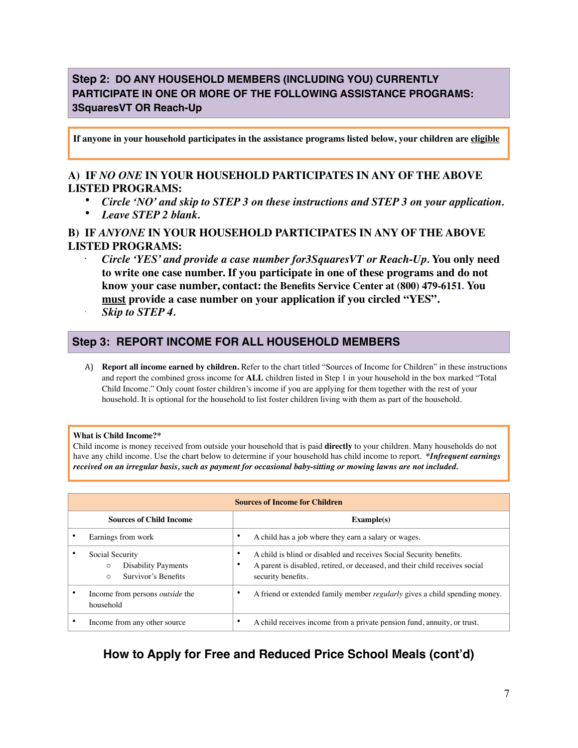## Step 2: DO ANY HOUSEHOLD MEMBERS (INCLUDING YOU) CURRENTLY PARTICIPATE IN ONE OR MORE OF THE FOLLOWING ASSISTANCE PROGRAMS: 3SquaresVT OR Reach-Up

**If anyone in your household participates in the assistance programs listed below, your children are eligible**

**A) IF *NO ONE* IN YOUR HOUSEHOLD PARTICIPATES IN ANY OF THE ABOVE LISTED PROGRAMS:**

- ***Circle 'NO' and skip to STEP 3 on these instructions and STEP 3 on your application.***
- ***Leave STEP 2 blank.***

**B) IF *ANYONE* IN YOUR HOUSEHOLD PARTICIPATES IN ANY OF THE ABOVE LISTED PROGRAMS:**

- ***Circle 'YES' and provide a case number for3SquaresVT or Reach-Up.* You only need to write one case number. If you participate in one of these programs and do not know your case number, contact: the Benefits Service Center at (800) 479-6151. You must provide a case number on your application if you circled "YES".**
- ***Skip to STEP 4.***

## Step 3: REPORT INCOME FOR ALL HOUSEHOLD MEMBERS

A) **Report all income earned by children.** Refer to the chart titled "Sources of Income for Children" in these instructions and report the combined gross income for **ALL** children listed in Step 1 in your household in the box marked "Total Child Income." Only count foster children's income if you are applying for them together with the rest of your household. It is optional for the household to list foster children living with them as part of the household.

**What is Child Income?***
Child income is money received from outside your household that is paid **directly** to your children. Many households do not have any child income. Use the chart below to determine if your household has child income to report. ***Infrequent earnings received on an irregular basis, such as payment for occasional baby-sitting or mowing lawns are not included.***

| **Sources of Income for Children** | |
|---|---|
| **Sources of Child Income** | **Example(s)** |
| • Earnings from work | • A child has a job where they earn a salary or wages. |
| • Social Security<br>○ Disability Payments<br>○ Survivor's Benefits | • A child is blind or disabled and receives Social Security benefits.<br>• A parent is disabled, retired, or deceased, and their child receives social security benefits. |
| • Income from persons *outside* the household | • A friend or extended family member *regularly* gives a child spending money. |
| • Income from any other source | • A child receives income from a private pension fund, annuity, or trust. |

## How to Apply for Free and Reduced Price School Meals (cont'd)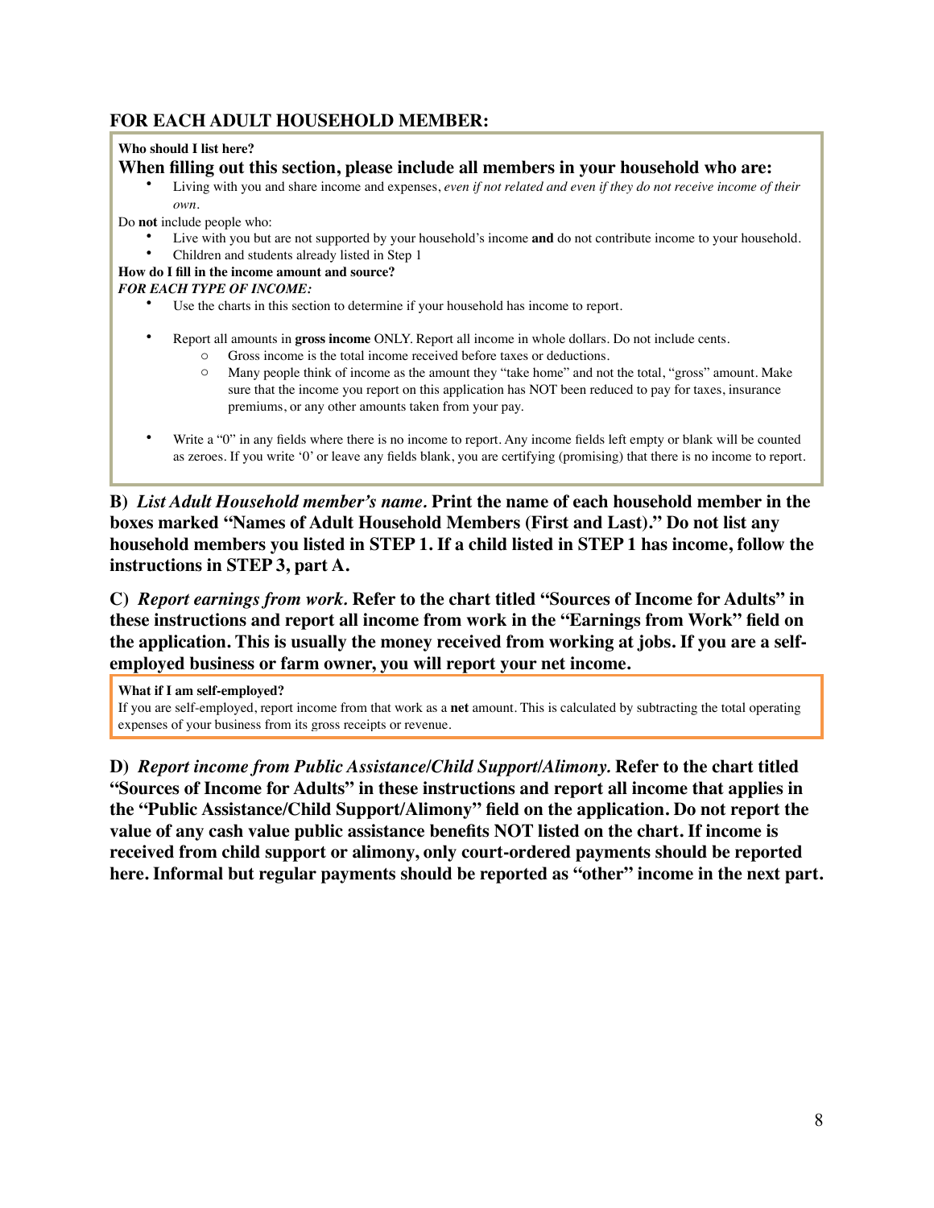## FOR EACH ADULT HOUSEHOLD MEMBER:

**Who should I list here?**

**When filling out this section, please include all members in your household who are:**

- Living with you and share income and expenses, *even if not related and even if they do not receive income of their own.*

Do **not** include people who:

- Live with you but are not supported by your household's income **and** do not contribute income to your household.
- Children and students already listed in Step 1

**How do I fill in the income amount and source?**

***FOR EACH TYPE OF INCOME:***

- Use the charts in this section to determine if your household has income to report.
- Report all amounts in **gross income** ONLY. Report all income in whole dollars. Do not include cents.
  - Gross income is the total income received before taxes or deductions.
  - Many people think of income as the amount they "take home" and not the total, "gross" amount. Make sure that the income you report on this application has NOT been reduced to pay for taxes, insurance premiums, or any other amounts taken from your pay.
- Write a "0" in any fields where there is no income to report. Any income fields left empty or blank will be counted as zeroes. If you write '0' or leave any fields blank, you are certifying (promising) that there is no income to report.

**B)** ***List Adult Household member's name.*** **Print the name of each household member in the boxes marked "Names of Adult Household Members (First and Last)." Do not list any household members you listed in STEP 1. If a child listed in STEP 1 has income, follow the instructions in STEP 3, part A.**

**C)** ***Report earnings from work.*** **Refer to the chart titled "Sources of Income for Adults" in these instructions and report all income from work in the "Earnings from Work" field on the application. This is usually the money received from working at jobs. If you are a self-employed business or farm owner, you will report your net income.**

**What if I am self-employed?**

If you are self-employed, report income from that work as a **net** amount. This is calculated by subtracting the total operating expenses of your business from its gross receipts or revenue.

**D)** ***Report income from Public Assistance/Child Support/Alimony.*** **Refer to the chart titled "Sources of Income for Adults" in these instructions and report all income that applies in the "Public Assistance/Child Support/Alimony" field on the application. Do not report the value of any cash value public assistance benefits NOT listed on the chart. If income is received from child support or alimony, only court-ordered payments should be reported here. Informal but regular payments should be reported as "other" income in the next part.**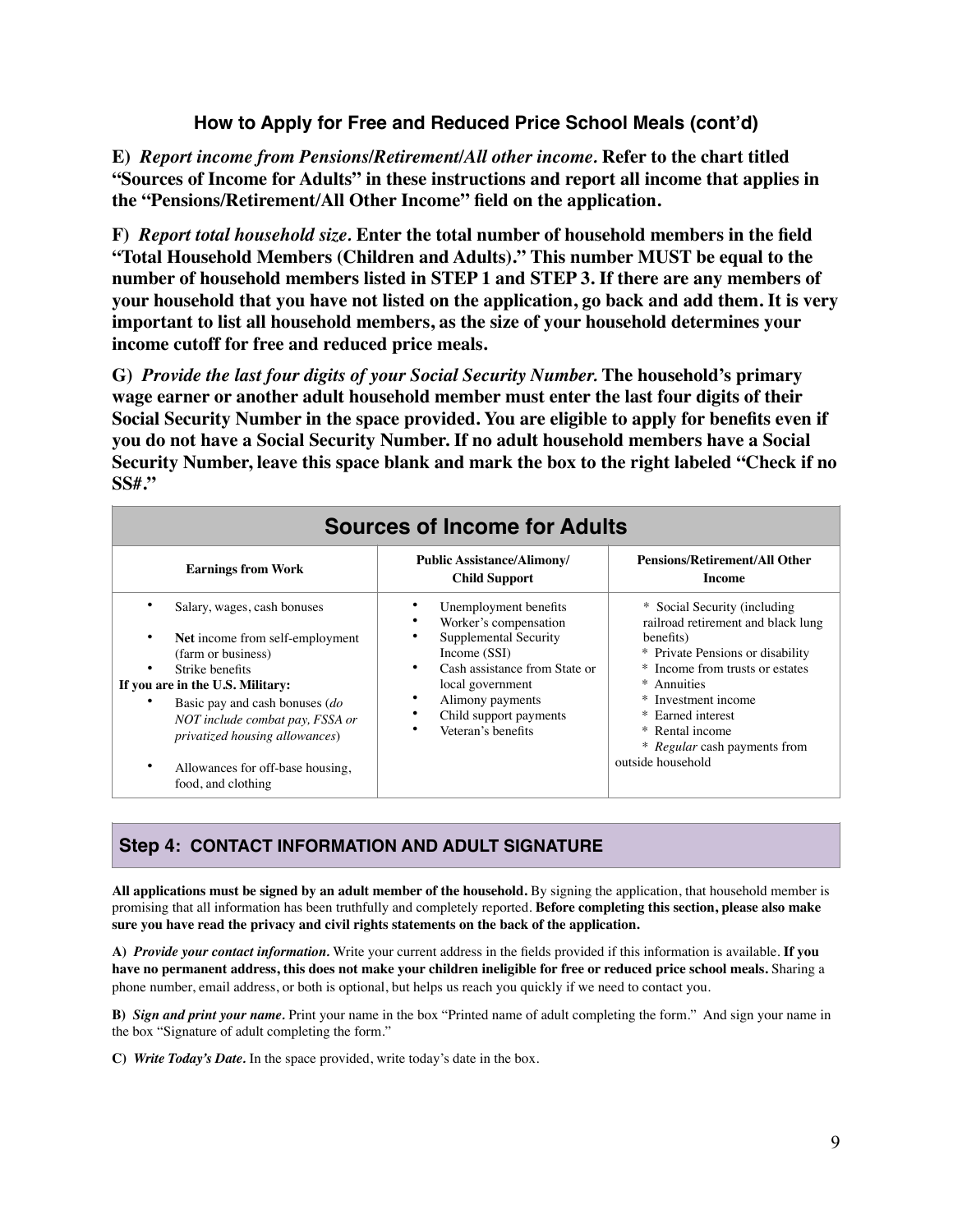## How to Apply for Free and Reduced Price School Meals (cont'd)

**E)** ***Report income from Pensions/Retirement/All other income.*** **Refer to the chart titled "Sources of Income for Adults" in these instructions and report all income that applies in the "Pensions/Retirement/All Other Income" field on the application.**

**F)** ***Report total household size.*** **Enter the total number of household members in the field "Total Household Members (Children and Adults)." This number MUST be equal to the number of household members listed in STEP 1 and STEP 3. If there are any members of your household that you have not listed on the application, go back and add them. It is very important to list all household members, as the size of your household determines your income cutoff for free and reduced price meals.**

**G)** ***Provide the last four digits of your Social Security Number.*** **The household's primary wage earner or another adult household member must enter the last four digits of their Social Security Number in the space provided. You are eligible to apply for benefits even if you do not have a Social Security Number. If no adult household members have a Social Security Number, leave this space blank and mark the box to the right labeled "Check if no SS#."**

| Sources of Income for Adults | | |
|---|---|---|
| **Earnings from Work** | **Public Assistance/Alimony/ Child Support** | **Pensions/Retirement/All Other Income** |
| • Salary, wages, cash bonuses<br>• **Net** income from self-employment (farm or business)<br>• Strike benefits<br>**If you are in the U.S. Military:**<br>• Basic pay and cash bonuses (*do NOT include combat pay, FSSA or privatized housing allowances*)<br>• Allowances for off-base housing, food, and clothing | • Unemployment benefits<br>• Worker's compensation<br>• Supplemental Security Income (SSI)<br>• Cash assistance from State or local government<br>• Alimony payments<br>• Child support payments<br>• Veteran's benefits | * Social Security (including railroad retirement and black lung benefits)<br>* Private Pensions or disability<br>* Income from trusts or estates<br>* Annuities<br>* Investment income<br>* Earned interest<br>* Rental income<br>* *Regular* cash payments from outside household |

## Step 4: CONTACT INFORMATION AND ADULT SIGNATURE

**All applications must be signed by an adult member of the household.** By signing the application, that household member is promising that all information has been truthfully and completely reported. **Before completing this section, please also make sure you have read the privacy and civil rights statements on the back of the application.**

**A)** ***Provide your contact information.*** Write your current address in the fields provided if this information is available. **If you have no permanent address, this does not make your children ineligible for free or reduced price school meals.** Sharing a phone number, email address, or both is optional, but helps us reach you quickly if we need to contact you.

**B)** ***Sign and print your name.*** Print your name in the box "Printed name of adult completing the form." And sign your name in the box "Signature of adult completing the form."

**C)** ***Write Today's Date.*** In the space provided, write today's date in the box.